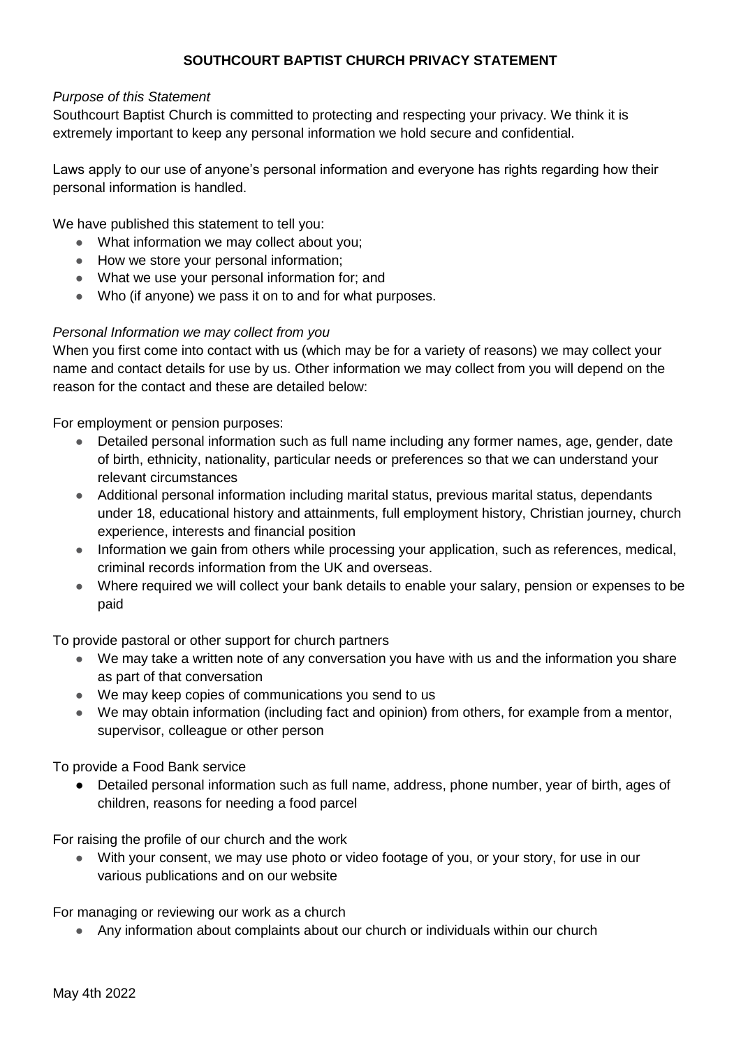# SOUTHCOURT BAPTIST CHURCH PRIVACY STATEMENT

*Purpose of this Statement*

Southcourt Baptist Church is committed to protecting and respecting your privacy. We think it is extremely important to keep any personal information we hold secure and confidential.

Laws apply to our use of anyone's personal information and everyone has rights regarding how their personal information is handled.

We have published this statement to tell you:

- What information we may collect about you;
- How we store your personal information;
- What we use your personal information for; and
- Who (if anyone) we pass it on to and for what purposes.

*Personal Information we may collect from you*

When you first come into contact with us (which may be for a variety of reasons) we may collect your name and contact details for use by us. Other information we may collect from you will depend on the reason for the contact and these are detailed below:

For employment or pension purposes:

- Detailed personal information such as full name including any former names, age, gender, date of birth, ethnicity, nationality, particular needs or preferences so that we can understand your relevant circumstances
- Additional personal information including marital status, previous marital status, dependants under 18, educational history and attainments, full employment history, Christian journey, church experience, interests and financial position
- Information we gain from others while processing your application, such as references, medical, criminal records information from the UK and overseas.
- Where required we will collect your bank details to enable your salary, pension or expenses to be paid

To provide pastoral or other support for church partners

- We may take a written note of any conversation you have with us and the information you share as part of that conversation
- We may keep copies of communications you send to us
- We may obtain information (including fact and opinion) from others, for example from a mentor, supervisor, colleague or other person

To provide a Food Bank service

- Detailed personal information such as full name, address, phone number, year of birth, ages of children, reasons for needing a food parcel

For raising the profile of our church and the work

- With your consent, we may use photo or video footage of you, or your story, for use in our various publications and on our website

For managing or reviewing our work as a church

- Any information about complaints about our church or individuals within our church

May 4th 2022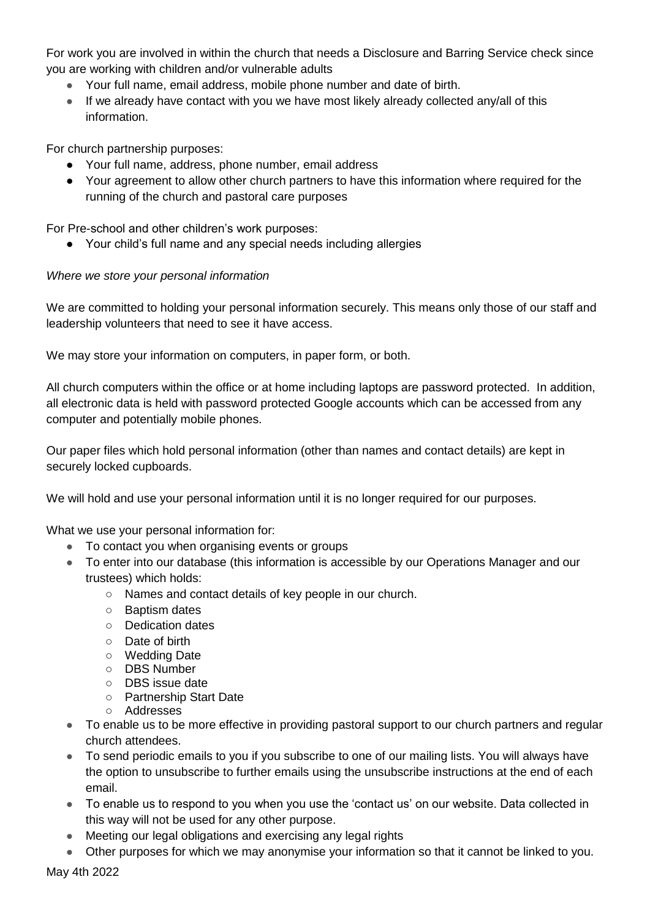For work you are involved in within the church that needs a Disclosure and Barring Service check since you are working with children and/or vulnerable adults

- Your full name, email address, mobile phone number and date of birth.
- If we already have contact with you we have most likely already collected any/all of this information.

For church partnership purposes:

- Your full name, address, phone number, email address
- Your agreement to allow other church partners to have this information where required for the running of the church and pastoral care purposes

For Pre-school and other children's work purposes:

- Your child's full name and any special needs including allergies

*Where we store your personal information*

We are committed to holding your personal information securely. This means only those of our staff and leadership volunteers that need to see it have access.

We may store your information on computers, in paper form, or both.

All church computers within the office or at home including laptops are password protected. In addition, all electronic data is held with password protected Google accounts which can be accessed from any computer and potentially mobile phones.

Our paper files which hold personal information (other than names and contact details) are kept in securely locked cupboards.

We will hold and use your personal information until it is no longer required for our purposes.

What we use your personal information for:

- To contact you when organising events or groups
- To enter into our database (this information is accessible by our Operations Manager and our trustees) which holds:
  - Names and contact details of key people in our church.
  - Baptism dates
  - Dedication dates
  - Date of birth
  - Wedding Date
  - DBS Number
  - DBS issue date
  - Partnership Start Date
  - Addresses
- To enable us to be more effective in providing pastoral support to our church partners and regular church attendees.
- To send periodic emails to you if you subscribe to one of our mailing lists. You will always have the option to unsubscribe to further emails using the unsubscribe instructions at the end of each email.
- To enable us to respond to you when you use the 'contact us' on our website. Data collected in this way will not be used for any other purpose.
- Meeting our legal obligations and exercising any legal rights
- Other purposes for which we may anonymise your information so that it cannot be linked to you.

May 4th 2022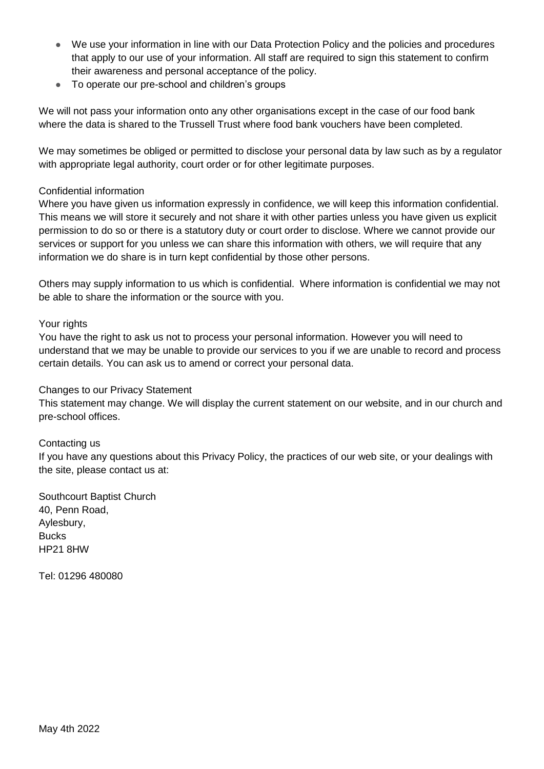- We use your information in line with our Data Protection Policy and the policies and procedures that apply to our use of your information. All staff are required to sign this statement to confirm their awareness and personal acceptance of the policy.
- To operate our pre-school and children's groups

We will not pass your information onto any other organisations except in the case of our food bank where the data is shared to the Trussell Trust where food bank vouchers have been completed.

We may sometimes be obliged or permitted to disclose your personal data by law such as by a regulator with appropriate legal authority, court order or for other legitimate purposes.

### Confidential information

Where you have given us information expressly in confidence, we will keep this information confidential. This means we will store it securely and not share it with other parties unless you have given us explicit permission to do so or there is a statutory duty or court order to disclose. Where we cannot provide our services or support for you unless we can share this information with others, we will require that any information we do share is in turn kept confidential by those other persons.

Others may supply information to us which is confidential. Where information is confidential we may not be able to share the information or the source with you.

### Your rights

You have the right to ask us not to process your personal information. However you will need to understand that we may be unable to provide our services to you if we are unable to record and process certain details. You can ask us to amend or correct your personal data.

### Changes to our Privacy Statement

This statement may change. We will display the current statement on our website, and in our church and pre-school offices.

### Contacting us

If you have any questions about this Privacy Policy, the practices of our web site, or your dealings with the site, please contact us at:

Southcourt Baptist Church
40, Penn Road,
Aylesbury,
Bucks
HP21 8HW

Tel: 01296 480080

May 4th 2022